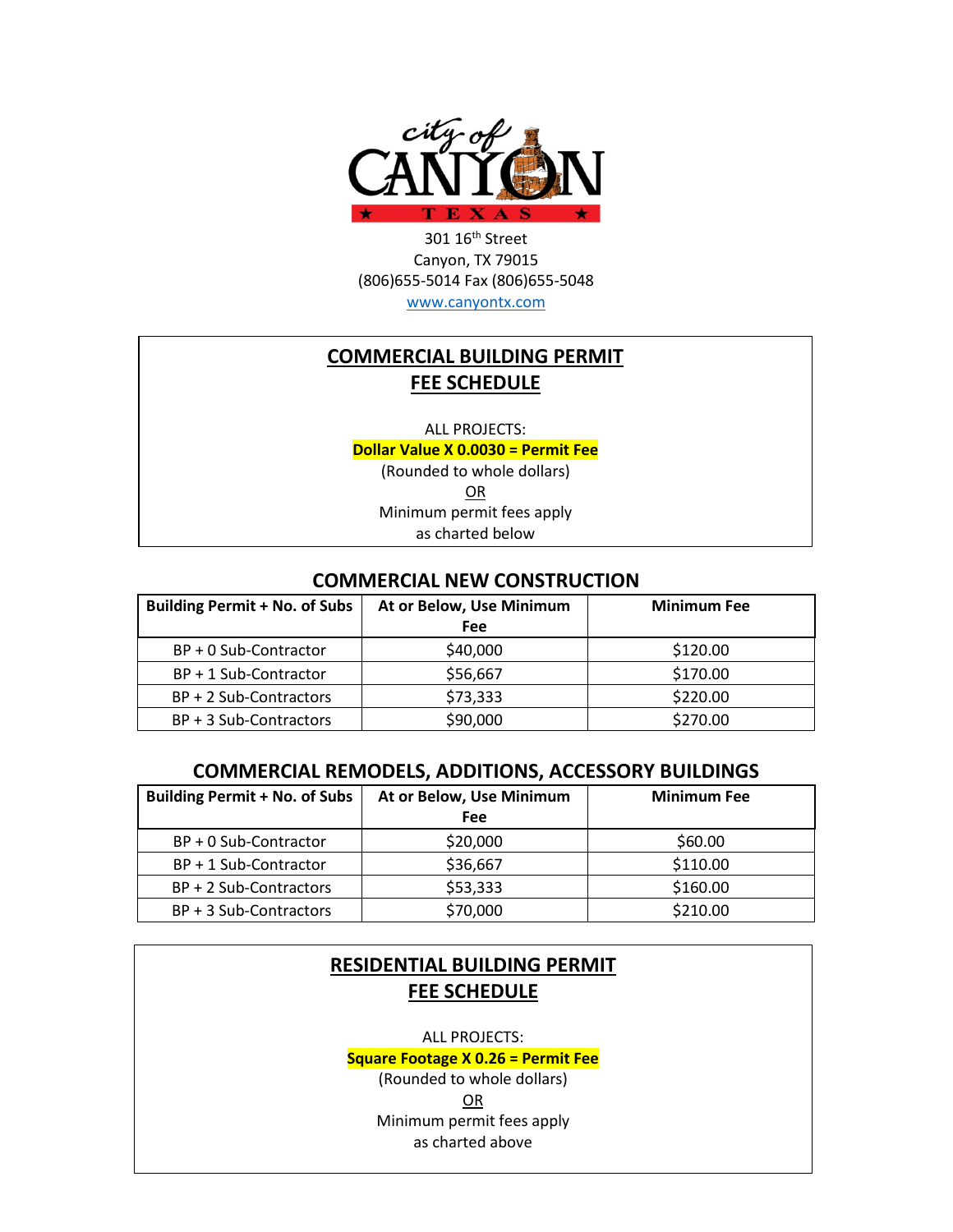city of CANYON TEXAS

301 16th Street
Canyon, TX 79015
(806)655-5014 Fax (806)655-5048
www.canyontx.com

## COMMERCIAL BUILDING PERMIT FEE SCHEDULE

ALL PROJECTS:

**Dollar Value X 0.0030 = Permit Fee**

(Rounded to whole dollars)

OR

Minimum permit fees apply as charted below

### COMMERCIAL NEW CONSTRUCTION

| Building Permit + No. of Subs | At or Below, Use Minimum Fee | Minimum Fee |
|---|---|---|
| BP + 0 Sub-Contractor | $40,000 | $120.00 |
| BP + 1 Sub-Contractor | $56,667 | $170.00 |
| BP + 2 Sub-Contractors | $73,333 | $220.00 |
| BP + 3 Sub-Contractors | $90,000 | $270.00 |

### COMMERCIAL REMODELS, ADDITIONS, ACCESSORY BUILDINGS

| Building Permit + No. of Subs | At or Below, Use Minimum Fee | Minimum Fee |
|---|---|---|
| BP + 0 Sub-Contractor | $20,000 | $60.00 |
| BP + 1 Sub-Contractor | $36,667 | $110.00 |
| BP + 2 Sub-Contractors | $53,333 | $160.00 |
| BP + 3 Sub-Contractors | $70,000 | $210.00 |

## RESIDENTIAL BUILDING PERMIT FEE SCHEDULE

ALL PROJECTS:

**Square Footage X 0.26 = Permit Fee**

(Rounded to whole dollars)

OR

Minimum permit fees apply as charted above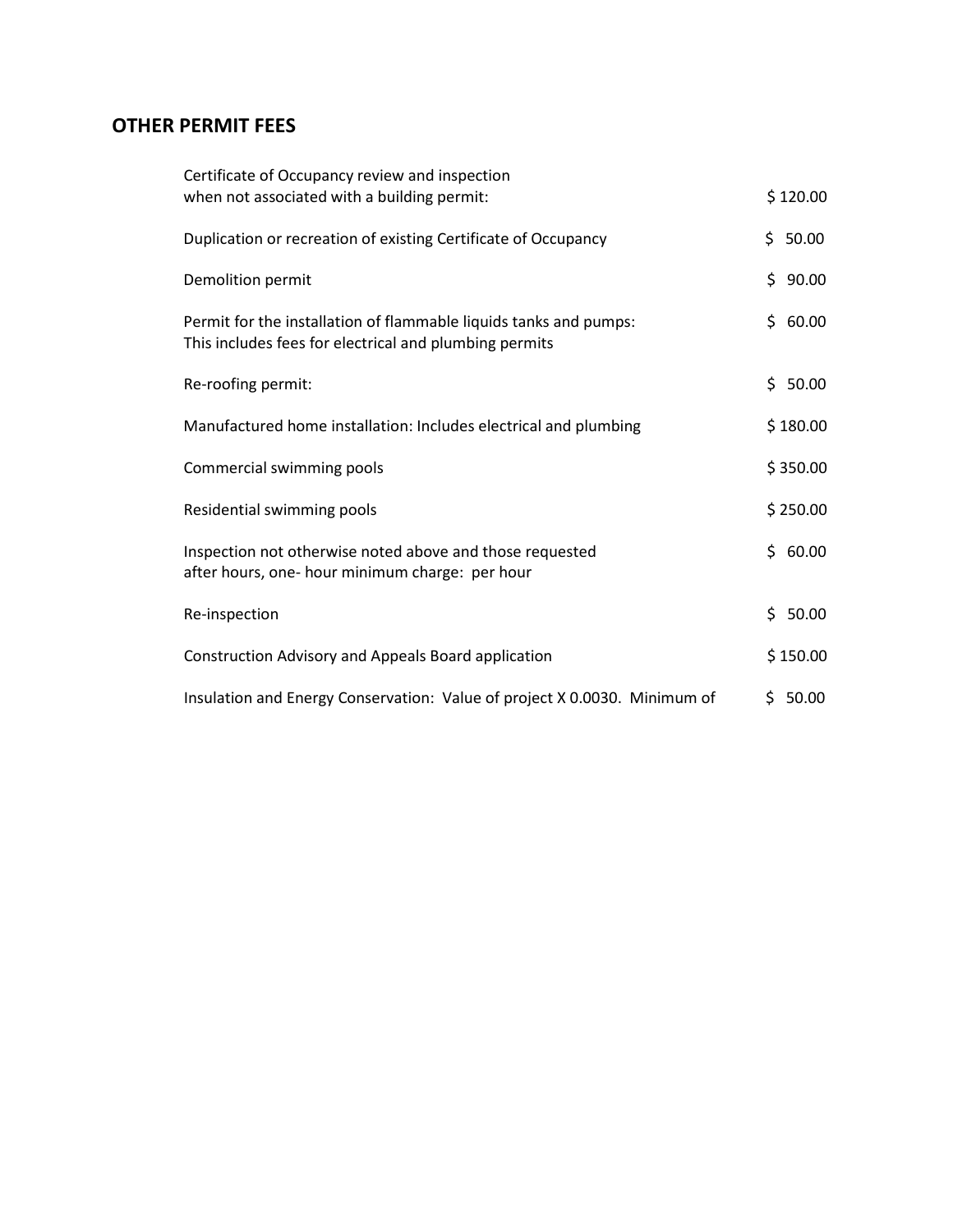## OTHER PERMIT FEES

| | |
|---|---|
| Certificate of Occupancy review and inspection when not associated with a building permit: | $ 120.00 |
| Duplication or recreation of existing Certificate of Occupancy | $ 50.00 |
| Demolition permit | $ 90.00 |
| Permit for the installation of flammable liquids tanks and pumps: This includes fees for electrical and plumbing permits | $ 60.00 |
| Re-roofing permit: | $ 50.00 |
| Manufactured home installation: Includes electrical and plumbing | $ 180.00 |
| Commercial swimming pools | $ 350.00 |
| Residential swimming pools | $ 250.00 |
| Inspection not otherwise noted above and those requested after hours, one- hour minimum charge: per hour | $ 60.00 |
| Re-inspection | $ 50.00 |
| Construction Advisory and Appeals Board application | $ 150.00 |
| Insulation and Energy Conservation: Value of project X 0.0030. Minimum of | $ 50.00 |